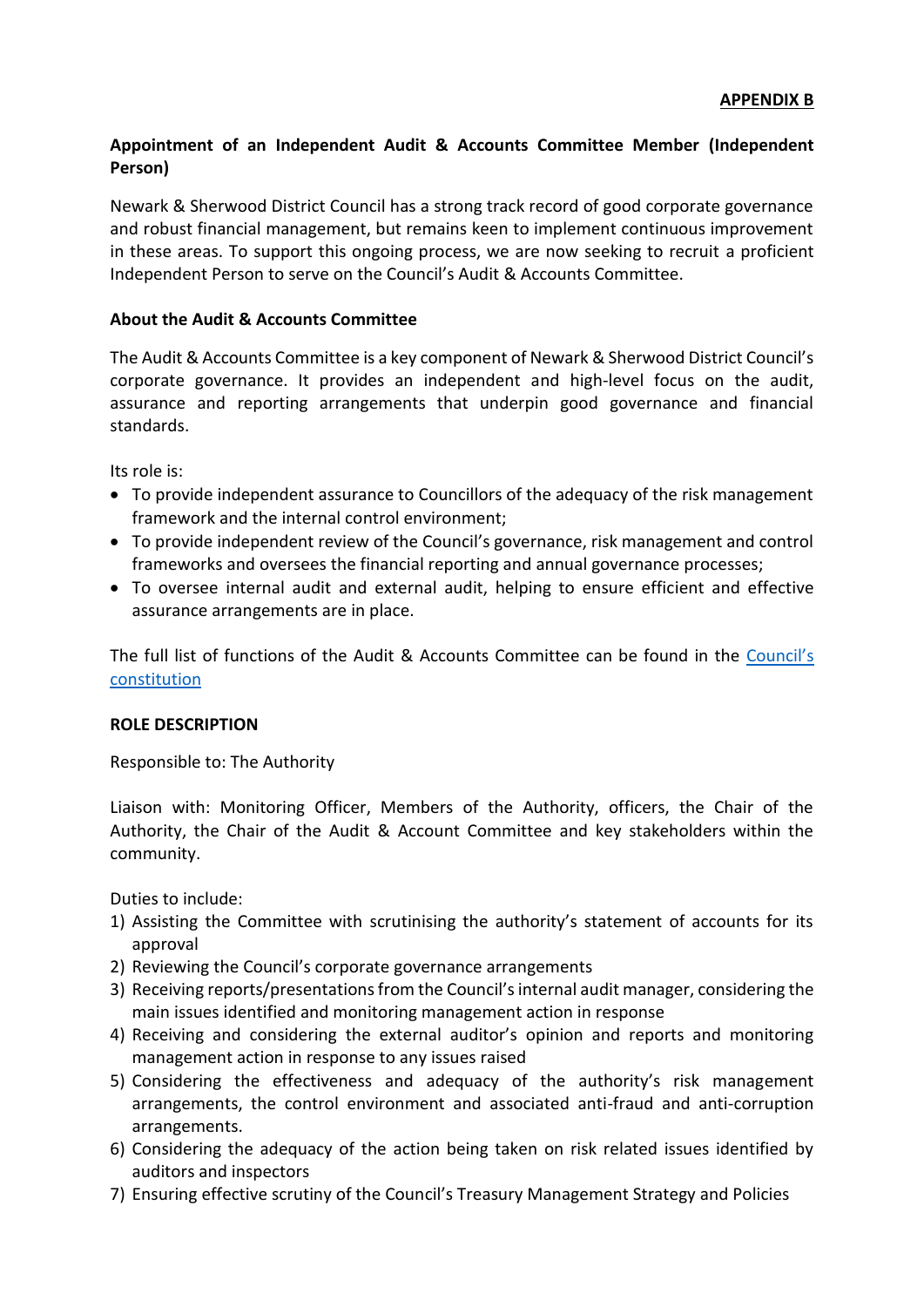**APPENDIX B**

**Appointment of an Independent Audit & Accounts Committee Member (Independent Person)**

Newark & Sherwood District Council has a strong track record of good corporate governance and robust financial management, but remains keen to implement continuous improvement in these areas. To support this ongoing process, we are now seeking to recruit a proficient Independent Person to serve on the Council's Audit & Accounts Committee.

**About the Audit & Accounts Committee**

The Audit & Accounts Committee is a key component of Newark & Sherwood District Council's corporate governance. It provides an independent and high-level focus on the audit, assurance and reporting arrangements that underpin good governance and financial standards.

Its role is:

- To provide independent assurance to Councillors of the adequacy of the risk management framework and the internal control environment;
- To provide independent review of the Council's governance, risk management and control frameworks and oversees the financial reporting and annual governance processes;
- To oversee internal audit and external audit, helping to ensure efficient and effective assurance arrangements are in place.

The full list of functions of the Audit & Accounts Committee can be found in the Council's constitution

**ROLE DESCRIPTION**

Responsible to: The Authority

Liaison with: Monitoring Officer, Members of the Authority, officers, the Chair of the Authority, the Chair of the Audit & Account Committee and key stakeholders within the community.

Duties to include:

1) Assisting the Committee with scrutinising the authority's statement of accounts for its approval
2) Reviewing the Council's corporate governance arrangements
3) Receiving reports/presentations from the Council's internal audit manager, considering the main issues identified and monitoring management action in response
4) Receiving and considering the external auditor's opinion and reports and monitoring management action in response to any issues raised
5) Considering the effectiveness and adequacy of the authority's risk management arrangements, the control environment and associated anti-fraud and anti-corruption arrangements.
6) Considering the adequacy of the action being taken on risk related issues identified by auditors and inspectors
7) Ensuring effective scrutiny of the Council's Treasury Management Strategy and Policies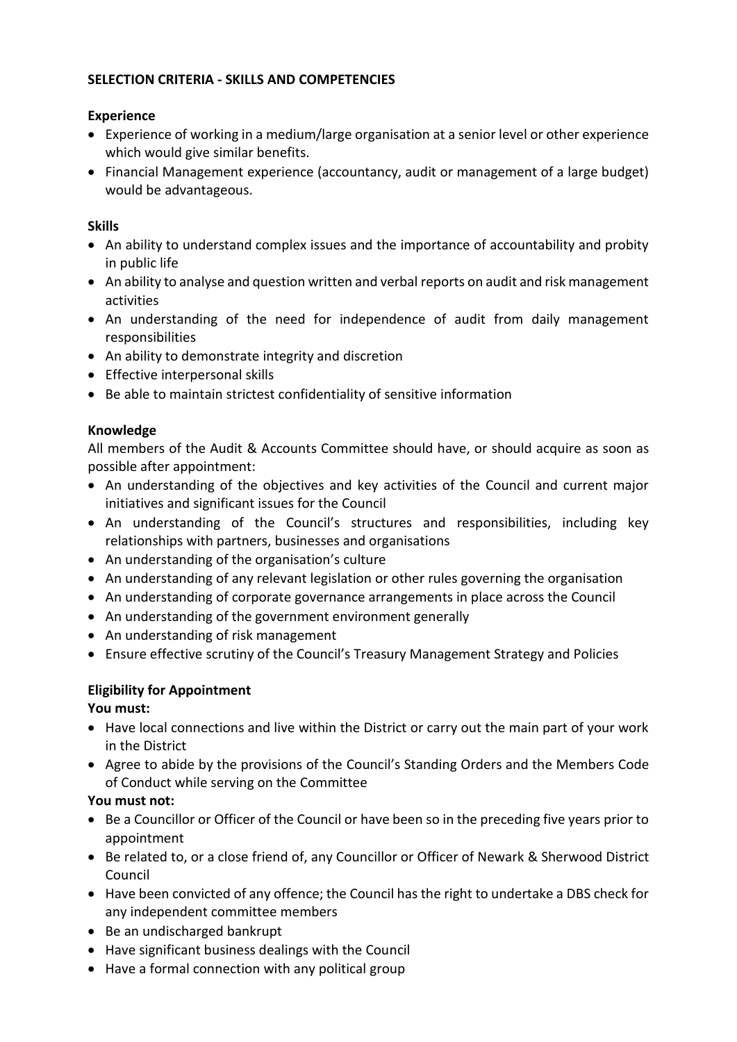## SELECTION CRITERIA - SKILLS AND COMPETENCIES

### Experience

- Experience of working in a medium/large organisation at a senior level or other experience which would give similar benefits.
- Financial Management experience (accountancy, audit or management of a large budget) would be advantageous.

### Skills

- An ability to understand complex issues and the importance of accountability and probity in public life
- An ability to analyse and question written and verbal reports on audit and risk management activities
- An understanding of the need for independence of audit from daily management responsibilities
- An ability to demonstrate integrity and discretion
- Effective interpersonal skills
- Be able to maintain strictest confidentiality of sensitive information

### Knowledge

All members of the Audit & Accounts Committee should have, or should acquire as soon as possible after appointment:

- An understanding of the objectives and key activities of the Council and current major initiatives and significant issues for the Council
- An understanding of the Council's structures and responsibilities, including key relationships with partners, businesses and organisations
- An understanding of the organisation's culture
- An understanding of any relevant legislation or other rules governing the organisation
- An understanding of corporate governance arrangements in place across the Council
- An understanding of the government environment generally
- An understanding of risk management
- Ensure effective scrutiny of the Council's Treasury Management Strategy and Policies

### Eligibility for Appointment

**You must:**

- Have local connections and live within the District or carry out the main part of your work in the District
- Agree to abide by the provisions of the Council's Standing Orders and the Members Code of Conduct while serving on the Committee

**You must not:**

- Be a Councillor or Officer of the Council or have been so in the preceding five years prior to appointment
- Be related to, or a close friend of, any Councillor or Officer of Newark & Sherwood District Council
- Have been convicted of any offence; the Council has the right to undertake a DBS check for any independent committee members
- Be an undischarged bankrupt
- Have significant business dealings with the Council
- Have a formal connection with any political group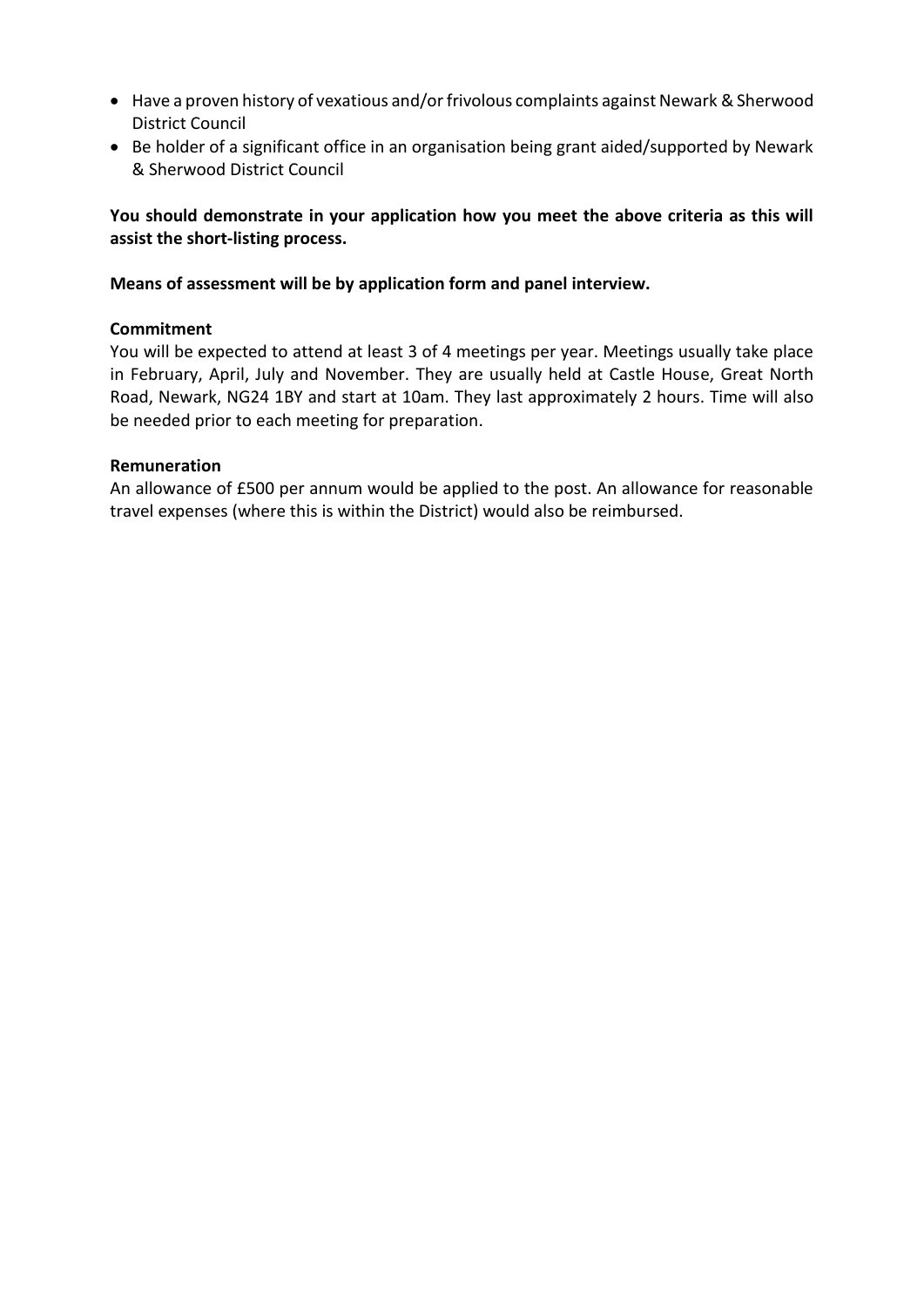- Have a proven history of vexatious and/or frivolous complaints against Newark & Sherwood District Council
- Be holder of a significant office in an organisation being grant aided/supported by Newark & Sherwood District Council

**You should demonstrate in your application how you meet the above criteria as this will assist the short-listing process.**

**Means of assessment will be by application form and panel interview.**

**Commitment**

You will be expected to attend at least 3 of 4 meetings per year. Meetings usually take place in February, April, July and November. They are usually held at Castle House, Great North Road, Newark, NG24 1BY and start at 10am. They last approximately 2 hours. Time will also be needed prior to each meeting for preparation.

**Remuneration**

An allowance of £500 per annum would be applied to the post. An allowance for reasonable travel expenses (where this is within the District) would also be reimbursed.